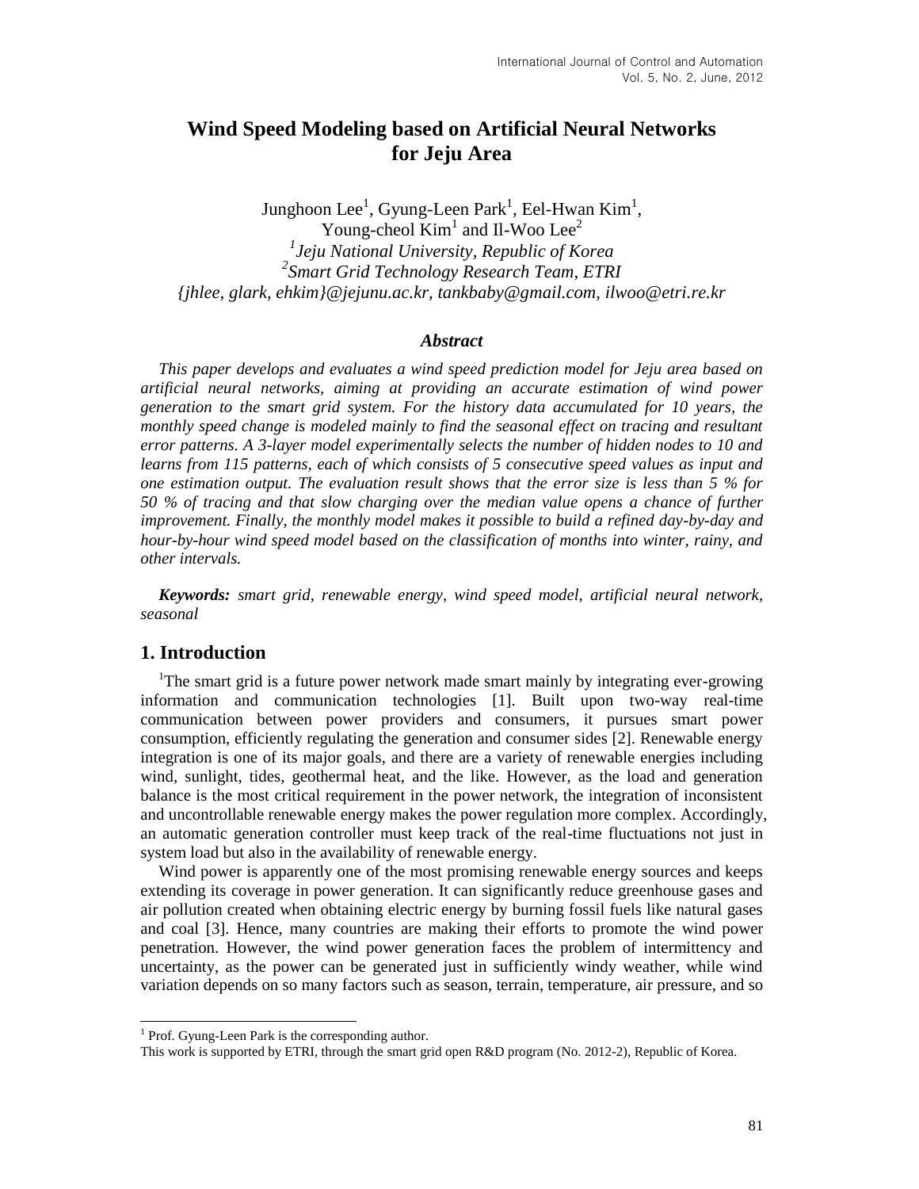# Wind Speed Modeling based on Artificial Neural Networks for Jeju Area

Junghoon Lee[1], Gyung-Leen Park[1], Eel-Hwan Kim[1], Young-cheol Kim[1] and Il-Woo Lee[2]

[1]*Jeju National University, Republic of Korea*

[2]*Smart Grid Technology Research Team, ETRI*

*{jhlee, glark, ehkim}@jejunu.ac.kr, tankbaby@gmail.com, ilwoo@etri.re.kr*

### *Abstract*

*This paper develops and evaluates a wind speed prediction model for Jeju area based on artificial neural networks, aiming at providing an accurate estimation of wind power generation to the smart grid system. For the history data accumulated for 10 years, the monthly speed change is modeled mainly to find the seasonal effect on tracing and resultant error patterns. A 3-layer model experimentally selects the number of hidden nodes to 10 and learns from 115 patterns, each of which consists of 5 consecutive speed values as input and one estimation output. The evaluation result shows that the error size is less than 5 % for 50 % of tracing and that slow charging over the median value opens a chance of further improvement. Finally, the monthly model makes it possible to build a refined day-by-day and hour-by-hour wind speed model based on the classification of months into winter, rainy, and other intervals.*

***Keywords:** smart grid, renewable energy, wind speed model, artificial neural network, seasonal*

## 1. Introduction

[1]The smart grid is a future power network made smart mainly by integrating ever-growing information and communication technologies [1]. Built upon two-way real-time communication between power providers and consumers, it pursues smart power consumption, efficiently regulating the generation and consumer sides [2]. Renewable energy integration is one of its major goals, and there are a variety of renewable energies including wind, sunlight, tides, geothermal heat, and the like. However, as the load and generation balance is the most critical requirement in the power network, the integration of inconsistent and uncontrollable renewable energy makes the power regulation more complex. Accordingly, an automatic generation controller must keep track of the real-time fluctuations not just in system load but also in the availability of renewable energy.

Wind power is apparently one of the most promising renewable energy sources and keeps extending its coverage in power generation. It can significantly reduce greenhouse gases and air pollution created when obtaining electric energy by burning fossil fuels like natural gases and coal [3]. Hence, many countries are making their efforts to promote the wind power penetration. However, the wind power generation faces the problem of intermittency and uncertainty, as the power can be generated just in sufficiently windy weather, while wind variation depends on so many factors such as season, terrain, temperature, air pressure, and so

---

[1] Prof. Gyung-Leen Park is the corresponding author.

This work is supported by ETRI, through the smart grid open R&D program (No. 2012-2), Republic of Korea.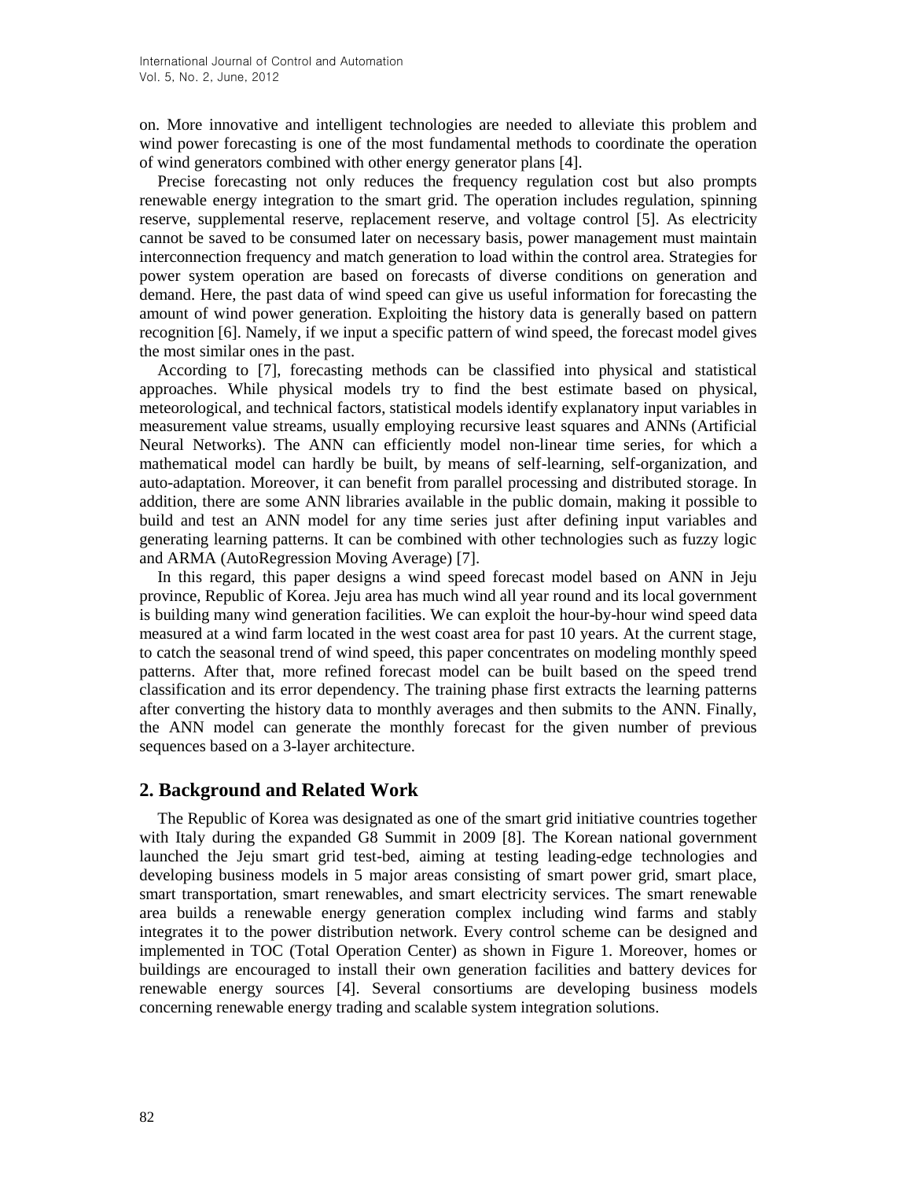on. More innovative and intelligent technologies are needed to alleviate this problem and wind power forecasting is one of the most fundamental methods to coordinate the operation of wind generators combined with other energy generator plans [4].

Precise forecasting not only reduces the frequency regulation cost but also prompts renewable energy integration to the smart grid. The operation includes regulation, spinning reserve, supplemental reserve, replacement reserve, and voltage control [5]. As electricity cannot be saved to be consumed later on necessary basis, power management must maintain interconnection frequency and match generation to load within the control area. Strategies for power system operation are based on forecasts of diverse conditions on generation and demand. Here, the past data of wind speed can give us useful information for forecasting the amount of wind power generation. Exploiting the history data is generally based on pattern recognition [6]. Namely, if we input a specific pattern of wind speed, the forecast model gives the most similar ones in the past.

According to [7], forecasting methods can be classified into physical and statistical approaches. While physical models try to find the best estimate based on physical, meteorological, and technical factors, statistical models identify explanatory input variables in measurement value streams, usually employing recursive least squares and ANNs (Artificial Neural Networks). The ANN can efficiently model non-linear time series, for which a mathematical model can hardly be built, by means of self-learning, self-organization, and auto-adaptation. Moreover, it can benefit from parallel processing and distributed storage. In addition, there are some ANN libraries available in the public domain, making it possible to build and test an ANN model for any time series just after defining input variables and generating learning patterns. It can be combined with other technologies such as fuzzy logic and ARMA (AutoRegression Moving Average) [7].

In this regard, this paper designs a wind speed forecast model based on ANN in Jeju province, Republic of Korea. Jeju area has much wind all year round and its local government is building many wind generation facilities. We can exploit the hour-by-hour wind speed data measured at a wind farm located in the west coast area for past 10 years. At the current stage, to catch the seasonal trend of wind speed, this paper concentrates on modeling monthly speed patterns. After that, more refined forecast model can be built based on the speed trend classification and its error dependency. The training phase first extracts the learning patterns after converting the history data to monthly averages and then submits to the ANN. Finally, the ANN model can generate the monthly forecast for the given number of previous sequences based on a 3-layer architecture.

## 2. Background and Related Work

The Republic of Korea was designated as one of the smart grid initiative countries together with Italy during the expanded G8 Summit in 2009 [8]. The Korean national government launched the Jeju smart grid test-bed, aiming at testing leading-edge technologies and developing business models in 5 major areas consisting of smart power grid, smart place, smart transportation, smart renewables, and smart electricity services. The smart renewable area builds a renewable energy generation complex including wind farms and stably integrates it to the power distribution network. Every control scheme can be designed and implemented in TOC (Total Operation Center) as shown in Figure 1. Moreover, homes or buildings are encouraged to install their own generation facilities and battery devices for renewable energy sources [4]. Several consortiums are developing business models concerning renewable energy trading and scalable system integration solutions.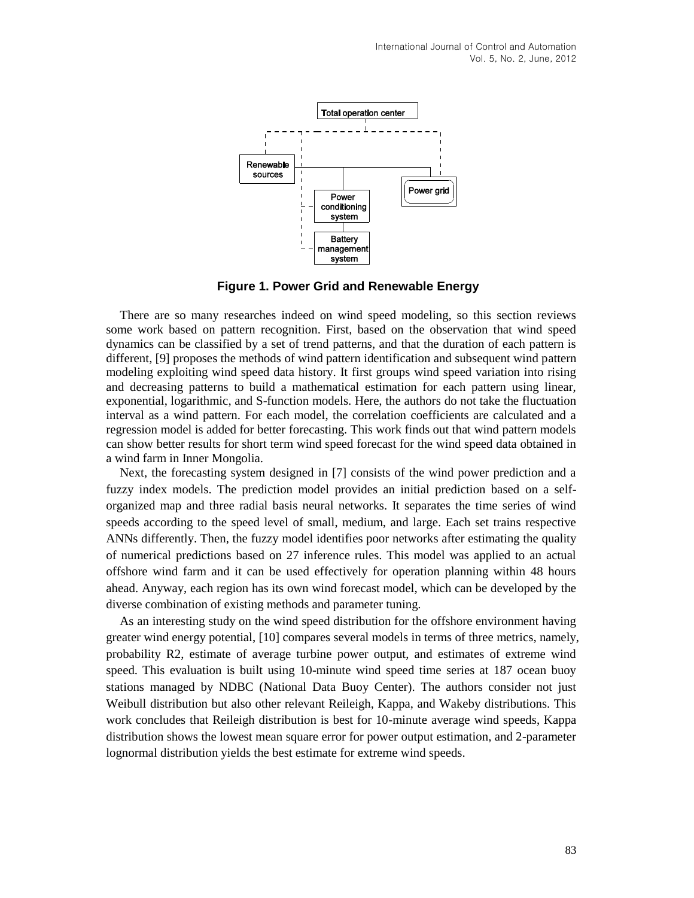Figure 1. Power Grid and Renewable Energy

There are so many researches indeed on wind speed modeling, so this section reviews some work based on pattern recognition. First, based on the observation that wind speed dynamics can be classified by a set of trend patterns, and that the duration of each pattern is different, [9] proposes the methods of wind pattern identification and subsequent wind pattern modeling exploiting wind speed data history. It first groups wind speed variation into rising and decreasing patterns to build a mathematical estimation for each pattern using linear, exponential, logarithmic, and S-function models. Here, the authors do not take the fluctuation interval as a wind pattern. For each model, the correlation coefficients are calculated and a regression model is added for better forecasting. This work finds out that wind pattern models can show better results for short term wind speed forecast for the wind speed data obtained in a wind farm in Inner Mongolia.

Next, the forecasting system designed in [7] consists of the wind power prediction and a fuzzy index models. The prediction model provides an initial prediction based on a self-organized map and three radial basis neural networks. It separates the time series of wind speeds according to the speed level of small, medium, and large. Each set trains respective ANNs differently. Then, the fuzzy model identifies poor networks after estimating the quality of numerical predictions based on 27 inference rules. This model was applied to an actual offshore wind farm and it can be used effectively for operation planning within 48 hours ahead. Anyway, each region has its own wind forecast model, which can be developed by the diverse combination of existing methods and parameter tuning.

As an interesting study on the wind speed distribution for the offshore environment having greater wind energy potential, [10] compares several models in terms of three metrics, namely, probability R2, estimate of average turbine power output, and estimates of extreme wind speed. This evaluation is built using 10-minute wind speed time series at 187 ocean buoy stations managed by NDBC (National Data Buoy Center). The authors consider not just Weibull distribution but also other relevant Reileigh, Kappa, and Wakeby distributions. This work concludes that Reileigh distribution is best for 10-minute average wind speeds, Kappa distribution shows the lowest mean square error for power output estimation, and 2-parameter lognormal distribution yields the best estimate for extreme wind speeds.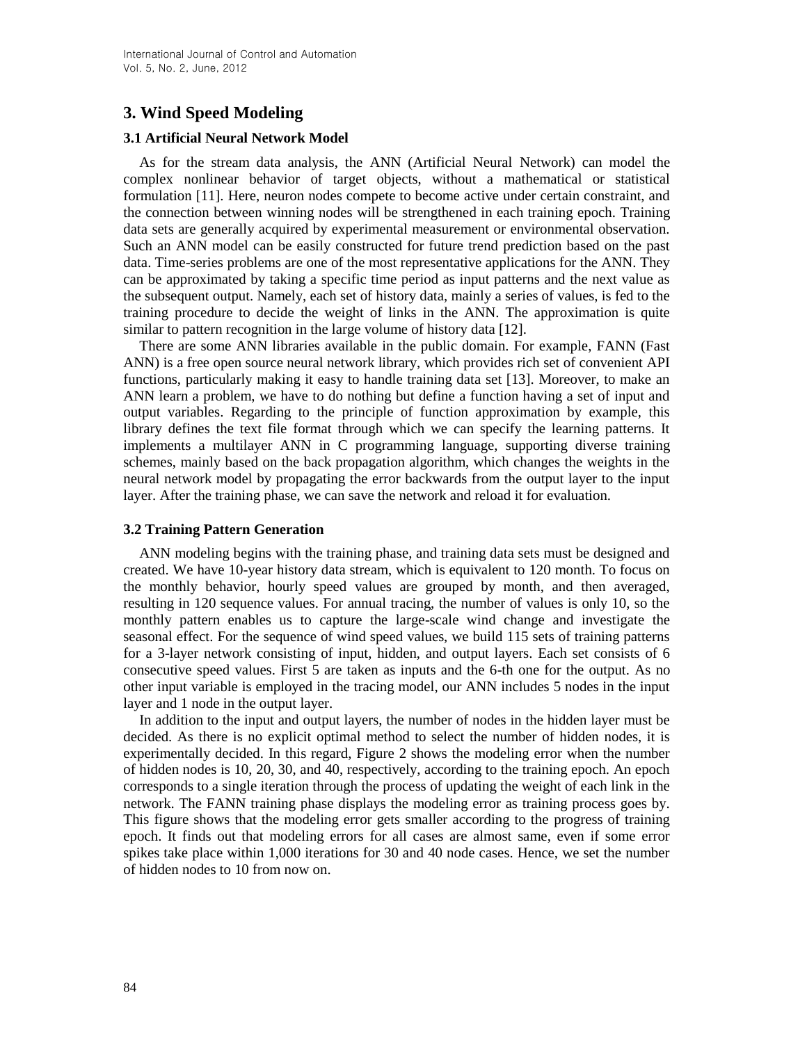## 3. Wind Speed Modeling

### 3.1 Artificial Neural Network Model

As for the stream data analysis, the ANN (Artificial Neural Network) can model the complex nonlinear behavior of target objects, without a mathematical or statistical formulation [11]. Here, neuron nodes compete to become active under certain constraint, and the connection between winning nodes will be strengthened in each training epoch. Training data sets are generally acquired by experimental measurement or environmental observation. Such an ANN model can be easily constructed for future trend prediction based on the past data. Time-series problems are one of the most representative applications for the ANN. They can be approximated by taking a specific time period as input patterns and the next value as the subsequent output. Namely, each set of history data, mainly a series of values, is fed to the training procedure to decide the weight of links in the ANN. The approximation is quite similar to pattern recognition in the large volume of history data [12].

There are some ANN libraries available in the public domain. For example, FANN (Fast ANN) is a free open source neural network library, which provides rich set of convenient API functions, particularly making it easy to handle training data set [13]. Moreover, to make an ANN learn a problem, we have to do nothing but define a function having a set of input and output variables. Regarding to the principle of function approximation by example, this library defines the text file format through which we can specify the learning patterns. It implements a multilayer ANN in C programming language, supporting diverse training schemes, mainly based on the back propagation algorithm, which changes the weights in the neural network model by propagating the error backwards from the output layer to the input layer. After the training phase, we can save the network and reload it for evaluation.

### 3.2 Training Pattern Generation

ANN modeling begins with the training phase, and training data sets must be designed and created. We have 10-year history data stream, which is equivalent to 120 month. To focus on the monthly behavior, hourly speed values are grouped by month, and then averaged, resulting in 120 sequence values. For annual tracing, the number of values is only 10, so the monthly pattern enables us to capture the large-scale wind change and investigate the seasonal effect. For the sequence of wind speed values, we build 115 sets of training patterns for a 3-layer network consisting of input, hidden, and output layers. Each set consists of 6 consecutive speed values. First 5 are taken as inputs and the 6-th one for the output. As no other input variable is employed in the tracing model, our ANN includes 5 nodes in the input layer and 1 node in the output layer.

In addition to the input and output layers, the number of nodes in the hidden layer must be decided. As there is no explicit optimal method to select the number of hidden nodes, it is experimentally decided. In this regard, Figure 2 shows the modeling error when the number of hidden nodes is 10, 20, 30, and 40, respectively, according to the training epoch. An epoch corresponds to a single iteration through the process of updating the weight of each link in the network. The FANN training phase displays the modeling error as training process goes by. This figure shows that the modeling error gets smaller according to the progress of training epoch. It finds out that modeling errors for all cases are almost same, even if some error spikes take place within 1,000 iterations for 30 and 40 node cases. Hence, we set the number of hidden nodes to 10 from now on.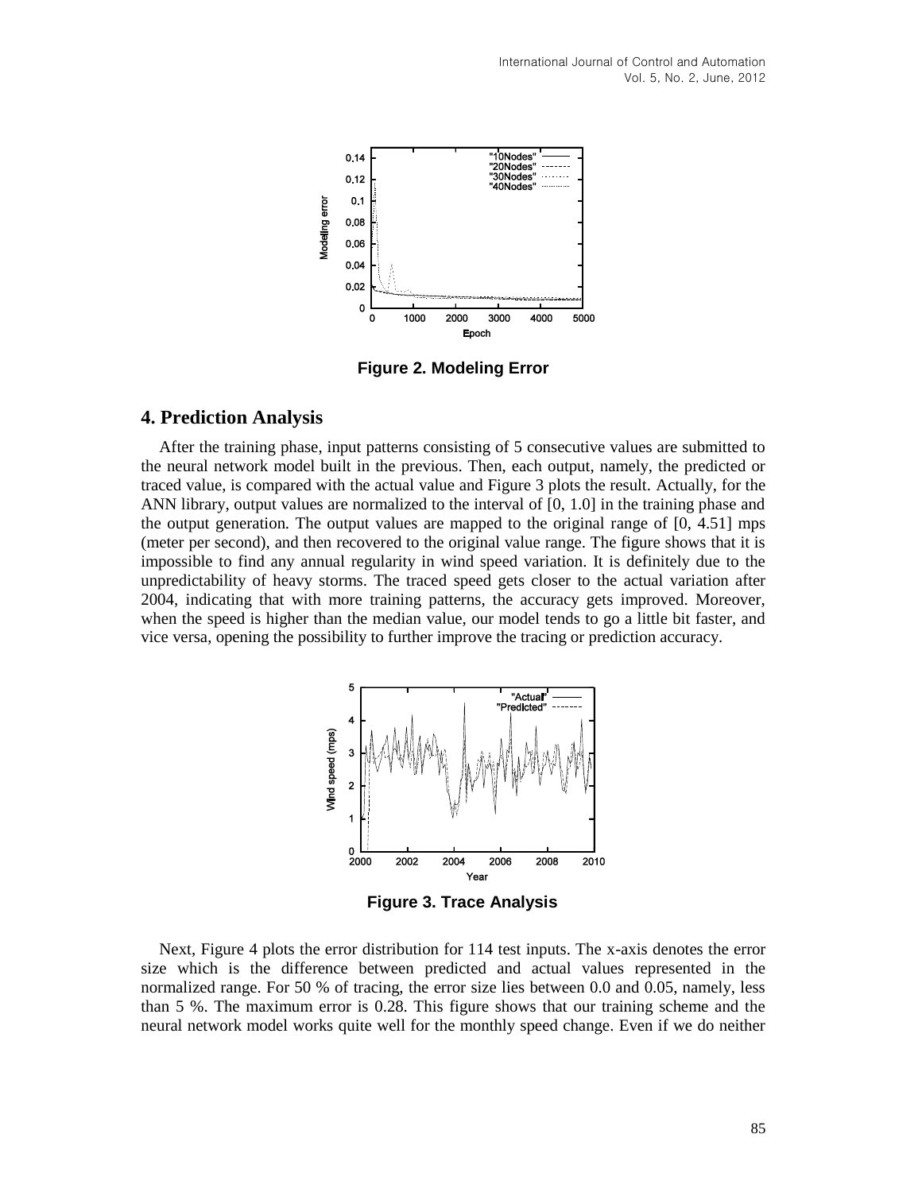Figure 2. Modeling Error

## 4. Prediction Analysis

After the training phase, input patterns consisting of 5 consecutive values are submitted to the neural network model built in the previous. Then, each output, namely, the predicted or traced value, is compared with the actual value and Figure 3 plots the result. Actually, for the ANN library, output values are normalized to the interval of [0, 1.0] in the training phase and the output generation. The output values are mapped to the original range of [0, 4.51] mps (meter per second), and then recovered to the original value range. The figure shows that it is impossible to find any annual regularity in wind speed variation. It is definitely due to the unpredictability of heavy storms. The traced speed gets closer to the actual variation after 2004, indicating that with more training patterns, the accuracy gets improved. Moreover, when the speed is higher than the median value, our model tends to go a little bit faster, and vice versa, opening the possibility to further improve the tracing or prediction accuracy.

Figure 3. Trace Analysis

Next, Figure 4 plots the error distribution for 114 test inputs. The x-axis denotes the error size which is the difference between predicted and actual values represented in the normalized range. For 50 % of tracing, the error size lies between 0.0 and 0.05, namely, less than 5 %. The maximum error is 0.28. This figure shows that our training scheme and the neural network model works quite well for the monthly speed change. Even if we do neither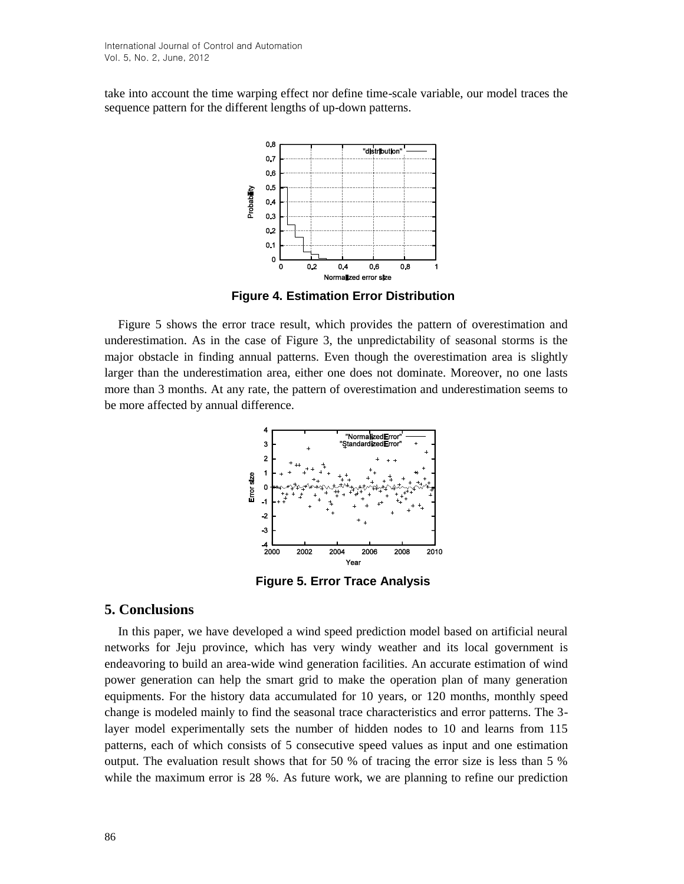take into account the time warping effect nor define time-scale variable, our model traces the sequence pattern for the different lengths of up-down patterns.

**Figure 4. Estimation Error Distribution**

Figure 5 shows the error trace result, which provides the pattern of overestimation and underestimation. As in the case of Figure 3, the unpredictability of seasonal storms is the major obstacle in finding annual patterns. Even though the overestimation area is slightly larger than the underestimation area, either one does not dominate. Moreover, no one lasts more than 3 months. At any rate, the pattern of overestimation and underestimation seems to be more affected by annual difference.

**Figure 5. Error Trace Analysis**

## 5. Conclusions

In this paper, we have developed a wind speed prediction model based on artificial neural networks for Jeju province, which has very windy weather and its local government is endeavoring to build an area-wide wind generation facilities. An accurate estimation of wind power generation can help the smart grid to make the operation plan of many generation equipments. For the history data accumulated for 10 years, or 120 months, monthly speed change is modeled mainly to find the seasonal trace characteristics and error patterns. The 3-layer model experimentally sets the number of hidden nodes to 10 and learns from 115 patterns, each of which consists of 5 consecutive speed values as input and one estimation output. The evaluation result shows that for 50 % of tracing the error size is less than 5 % while the maximum error is 28 %. As future work, we are planning to refine our prediction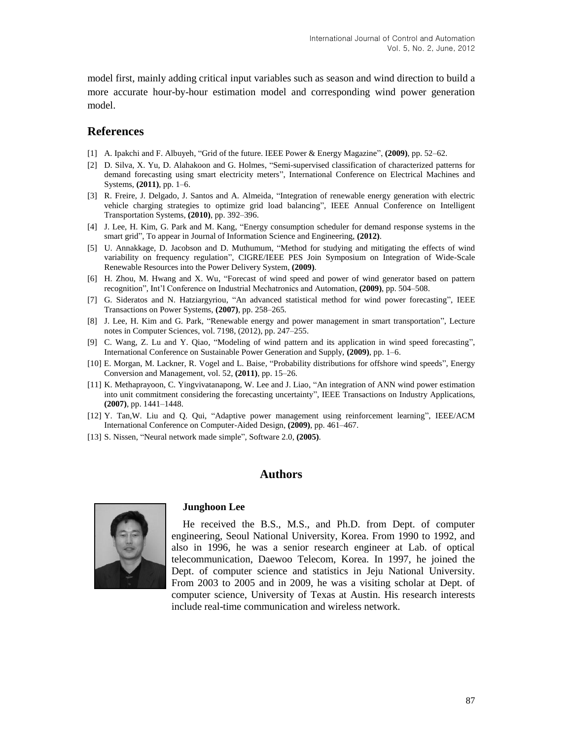model first, mainly adding critical input variables such as season and wind direction to build a more accurate hour-by-hour estimation model and corresponding wind power generation model.

## References

[1] A. Ipakchi and F. Albuyeh, "Grid of the future. IEEE Power & Energy Magazine", **(2009)**, pp. 52–62.

[2] D. Silva, X. Yu, D. Alahakoon and G. Holmes, "Semi-supervised classification of characterized patterns for demand forecasting using smart electricity meters", International Conference on Electrical Machines and Systems, **(2011)**, pp. 1–6.

[3] R. Freire, J. Delgado, J. Santos and A. Almeida, "Integration of renewable energy generation with electric vehicle charging strategies to optimize grid load balancing", IEEE Annual Conference on Intelligent Transportation Systems, **(2010)**, pp. 392–396.

[4] J. Lee, H. Kim, G. Park and M. Kang, "Energy consumption scheduler for demand response systems in the smart grid", To appear in Journal of Information Science and Engineering, **(2012)**.

[5] U. Annakkage, D. Jacobson and D. Muthumum, "Method for studying and mitigating the effects of wind variability on frequency regulation", CIGRE/IEEE PES Join Symposium on Integration of Wide-Scale Renewable Resources into the Power Delivery System, **(2009)**.

[6] H. Zhou, M. Hwang and X. Wu, "Forecast of wind speed and power of wind generator based on pattern recognition", Int'l Conference on Industrial Mechatronics and Automation, **(2009)**, pp. 504–508.

[7] G. Sideratos and N. Hatziargyriou, "An advanced statistical method for wind power forecasting", IEEE Transactions on Power Systems, **(2007)**, pp. 258–265.

[8] J. Lee, H. Kim and G. Park, "Renewable energy and power management in smart transportation", Lecture notes in Computer Sciences, vol. 7198, (2012), pp. 247–255.

[9] C. Wang, Z. Lu and Y. Qiao, "Modeling of wind pattern and its application in wind speed forecasting", International Conference on Sustainable Power Generation and Supply, **(2009)**, pp. 1–6.

[10] E. Morgan, M. Lackner, R. Vogel and L. Baise, "Probability distributions for offshore wind speeds", Energy Conversion and Management, vol. 52, **(2011)**, pp. 15–26.

[11] K. Methaprayoon, C. Yingvivatanapong, W. Lee and J. Liao, "An integration of ANN wind power estimation into unit commitment considering the forecasting uncertainty", IEEE Transactions on Industry Applications, **(2007)**, pp. 1441–1448.

[12] Y. Tan,W. Liu and Q. Qui, "Adaptive power management using reinforcement learning", IEEE/ACM International Conference on Computer-Aided Design, **(2009)**, pp. 461–467.

[13] S. Nissen, "Neural network made simple", Software 2.0, **(2005)**.

## Authors

**Junghoon Lee**

He received the B.S., M.S., and Ph.D. from Dept. of computer engineering, Seoul National University, Korea. From 1990 to 1992, and also in 1996, he was a senior research engineer at Lab. of optical telecommunication, Daewoo Telecom, Korea. In 1997, he joined the Dept. of computer science and statistics in Jeju National University. From 2003 to 2005 and in 2009, he was a visiting scholar at Dept. of computer science, University of Texas at Austin. His research interests include real-time communication and wireless network.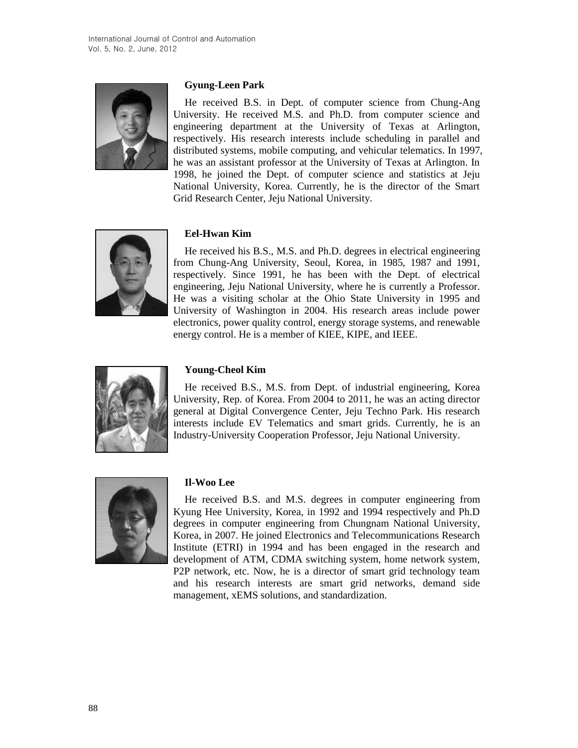**Gyung-Leen Park**

He received B.S. in Dept. of computer science from Chung-Ang University. He received M.S. and Ph.D. from computer science and engineering department at the University of Texas at Arlington, respectively. His research interests include scheduling in parallel and distributed systems, mobile computing, and vehicular telematics. In 1997, he was an assistant professor at the University of Texas at Arlington. In 1998, he joined the Dept. of computer science and statistics at Jeju National University, Korea. Currently, he is the director of the Smart Grid Research Center, Jeju National University.

**Eel-Hwan Kim**

He received his B.S., M.S. and Ph.D. degrees in electrical engineering from Chung-Ang University, Seoul, Korea, in 1985, 1987 and 1991, respectively. Since 1991, he has been with the Dept. of electrical engineering, Jeju National University, where he is currently a Professor. He was a visiting scholar at the Ohio State University in 1995 and University of Washington in 2004. His research areas include power electronics, power quality control, energy storage systems, and renewable energy control. He is a member of KIEE, KIPE, and IEEE.

**Young-Cheol Kim**

He received B.S., M.S. from Dept. of industrial engineering, Korea University, Rep. of Korea. From 2004 to 2011, he was an acting director general at Digital Convergence Center, Jeju Techno Park. His research interests include EV Telematics and smart grids. Currently, he is an Industry-University Cooperation Professor, Jeju National University.

**Il-Woo Lee**

He received B.S. and M.S. degrees in computer engineering from Kyung Hee University, Korea, in 1992 and 1994 respectively and Ph.D degrees in computer engineering from Chungnam National University, Korea, in 2007. He joined Electronics and Telecommunications Research Institute (ETRI) in 1994 and has been engaged in the research and development of ATM, CDMA switching system, home network system, P2P network, etc. Now, he is a director of smart grid technology team and his research interests are smart grid networks, demand side management, xEMS solutions, and standardization.